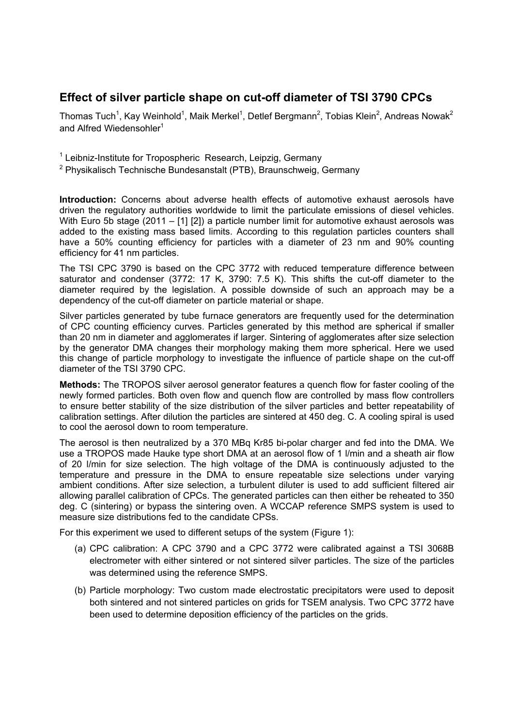# Effect of silver particle shape on cut-off diameter of TSI 3790 CPCs

Thomas Tuch[1], Kay Weinhold[1], Maik Merkel[1], Detlef Bergmann[2], Tobias Klein[2], Andreas Nowak[2] and Alfred Wiedensohler[1]

[1] Leibniz-Institute for Tropospheric Research, Leipzig, Germany

[2] Physikalisch Technische Bundesanstalt (PTB), Braunschweig, Germany

**Introduction:** Concerns about adverse health effects of automotive exhaust aerosols have driven the regulatory authorities worldwide to limit the particulate emissions of diesel vehicles. With Euro 5b stage (2011 – [1] [2]) a particle number limit for automotive exhaust aerosols was added to the existing mass based limits. According to this regulation particles counters shall have a 50% counting efficiency for particles with a diameter of 23 nm and 90% counting efficiency for 41 nm particles.

The TSI CPC 3790 is based on the CPC 3772 with reduced temperature difference between saturator and condenser (3772: 17 K, 3790: 7.5 K). This shifts the cut-off diameter to the diameter required by the legislation. A possible downside of such an approach may be a dependency of the cut-off diameter on particle material or shape.

Silver particles generated by tube furnace generators are frequently used for the determination of CPC counting efficiency curves. Particles generated by this method are spherical if smaller than 20 nm in diameter and agglomerates if larger. Sintering of agglomerates after size selection by the generator DMA changes their morphology making them more spherical. Here we used this change of particle morphology to investigate the influence of particle shape on the cut-off diameter of the TSI 3790 CPC.

**Methods:** The TROPOS silver aerosol generator features a quench flow for faster cooling of the newly formed particles. Both oven flow and quench flow are controlled by mass flow controllers to ensure better stability of the size distribution of the silver particles and better repeatability of calibration settings. After dilution the particles are sintered at 450 deg. C. A cooling spiral is used to cool the aerosol down to room temperature.

The aerosol is then neutralized by a 370 MBq Kr85 bi-polar charger and fed into the DMA. We use a TROPOS made Hauke type short DMA at an aerosol flow of 1 l/min and a sheath air flow of 20 l/min for size selection. The high voltage of the DMA is continuously adjusted to the temperature and pressure in the DMA to ensure repeatable size selections under varying ambient conditions. After size selection, a turbulent diluter is used to add sufficient filtered air allowing parallel calibration of CPCs. The generated particles can then either be reheated to 350 deg. C (sintering) or bypass the sintering oven. A WCCAP reference SMPS system is used to measure size distributions fed to the candidate CPSs.

For this experiment we used to different setups of the system (Figure 1):

(a) CPC calibration: A CPC 3790 and a CPC 3772 were calibrated against a TSI 3068B electrometer with either sintered or not sintered silver particles. The size of the particles was determined using the reference SMPS.

(b) Particle morphology: Two custom made electrostatic precipitators were used to deposit both sintered and not sintered particles on grids for TSEM analysis. Two CPC 3772 have been used to determine deposition efficiency of the particles on the grids.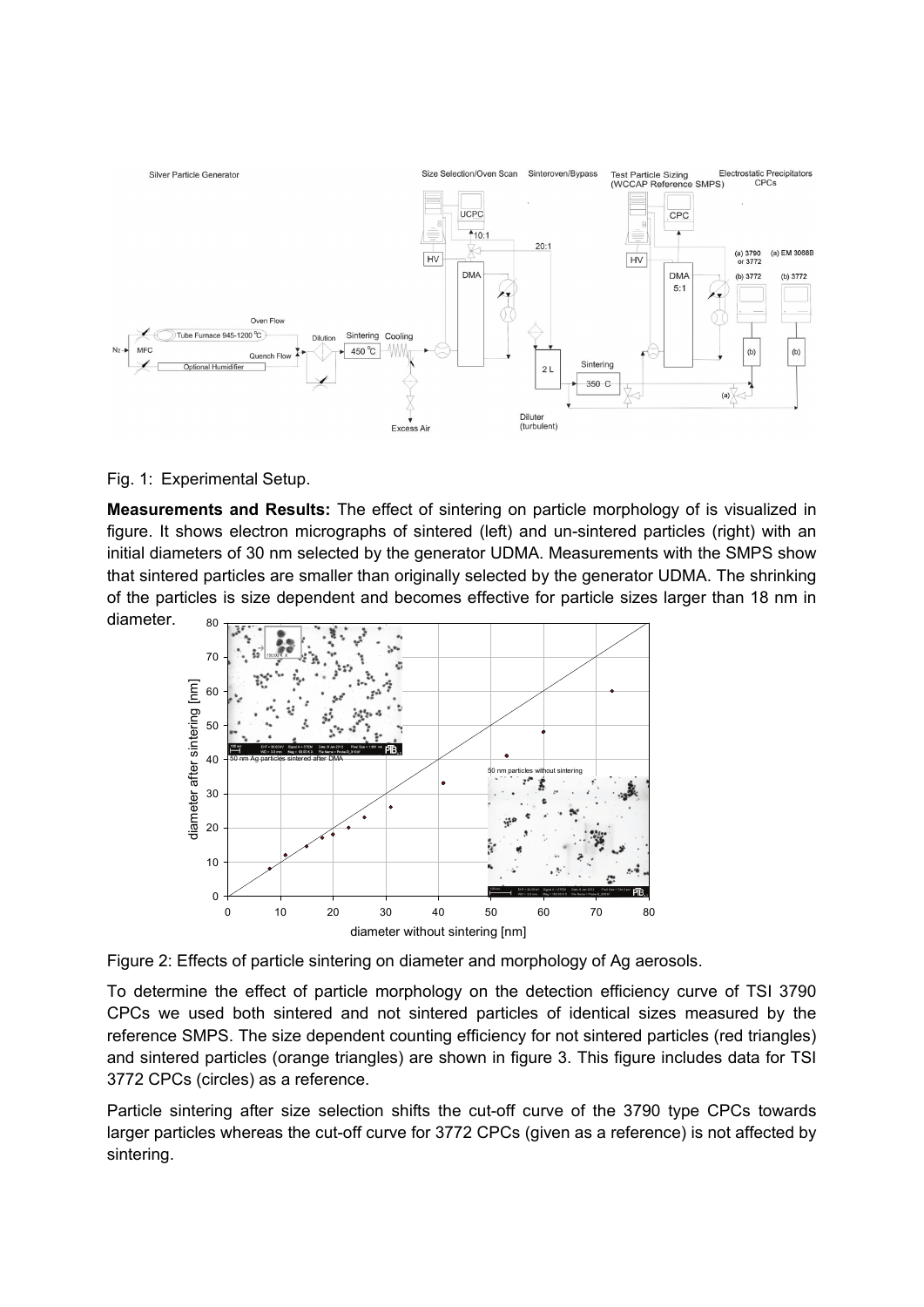Fig. 1: Experimental Setup.

**Measurements and Results:** The effect of sintering on particle morphology of is visualized in figure. It shows electron micrographs of sintered (left) and un-sintered particles (right) with an initial diameters of 30 nm selected by the generator UDMA. Measurements with the SMPS show that sintered particles are smaller than originally selected by the generator UDMA. The shrinking of the particles is size dependent and becomes effective for particle sizes larger than 18 nm in diameter.

Figure 2: Effects of particle sintering on diameter and morphology of Ag aerosols.

To determine the effect of particle morphology on the detection efficiency curve of TSI 3790 CPCs we used both sintered and not sintered particles of identical sizes measured by the reference SMPS. The size dependent counting efficiency for not sintered particles (red triangles) and sintered particles (orange triangles) are shown in figure 3. This figure includes data for TSI 3772 CPCs (circles) as a reference.

Particle sintering after size selection shifts the cut-off curve of the 3790 type CPCs towards larger particles whereas the cut-off curve for 3772 CPCs (given as a reference) is not affected by sintering.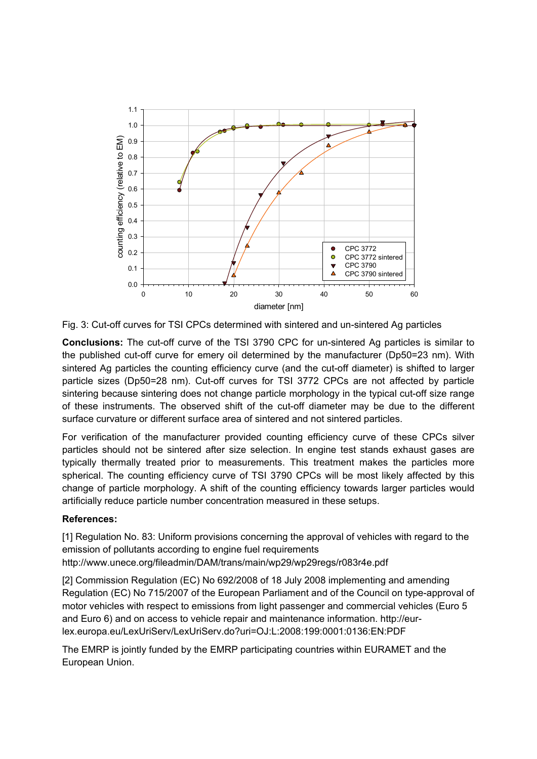Fig. 3: Cut-off curves for TSI CPCs determined with sintered and un-sintered Ag particles

**Conclusions:** The cut-off curve of the TSI 3790 CPC for un-sintered Ag particles is similar to the published cut-off curve for emery oil determined by the manufacturer (Dp50=23 nm). With sintered Ag particles the counting efficiency curve (and the cut-off diameter) is shifted to larger particle sizes (Dp50=28 nm). Cut-off curves for TSI 3772 CPCs are not affected by particle sintering because sintering does not change particle morphology in the typical cut-off size range of these instruments. The observed shift of the cut-off diameter may be due to the different surface curvature or different surface area of sintered and not sintered particles.

For verification of the manufacturer provided counting efficiency curve of these CPCs silver particles should not be sintered after size selection. In engine test stands exhaust gases are typically thermally treated prior to measurements. This treatment makes the particles more spherical. The counting efficiency curve of TSI 3790 CPCs will be most likely affected by this change of particle morphology. A shift of the counting efficiency towards larger particles would artificially reduce particle number concentration measured in these setups.

**References:**

[1] Regulation No. 83: Uniform provisions concerning the approval of vehicles with regard to the emission of pollutants according to engine fuel requirements
http://www.unece.org/fileadmin/DAM/trans/main/wp29/wp29regs/r083r4e.pdf

[2] Commission Regulation (EC) No 692/2008 of 18 July 2008 implementing and amending Regulation (EC) No 715/2007 of the European Parliament and of the Council on type-approval of motor vehicles with respect to emissions from light passenger and commercial vehicles (Euro 5 and Euro 6) and on access to vehicle repair and maintenance information. http://eur-lex.europa.eu/LexUriServ/LexUriServ.do?uri=OJ:L:2008:199:0001:0136:EN:PDF

The EMRP is jointly funded by the EMRP participating countries within EURAMET and the European Union.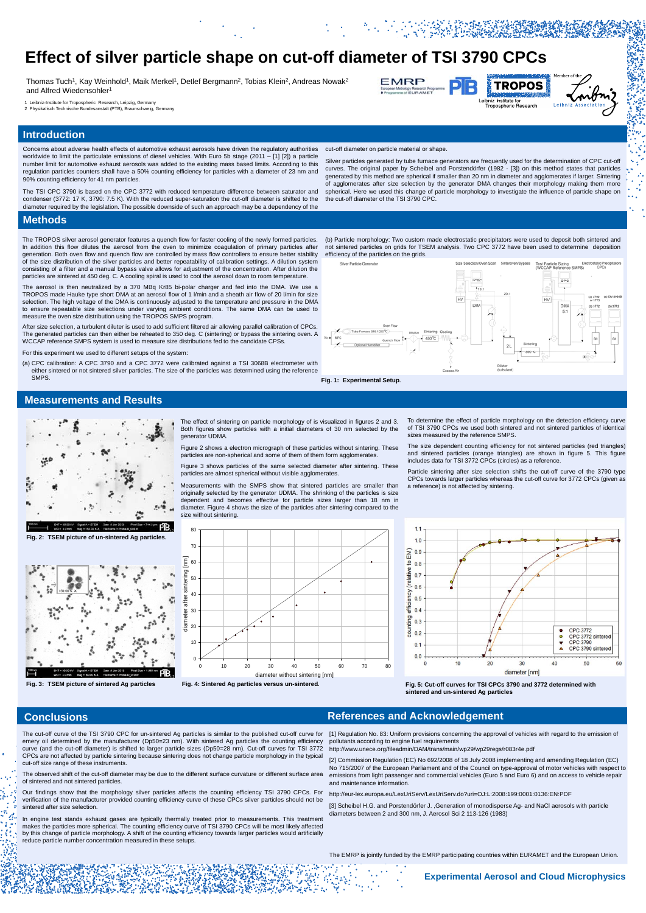# Effect of silver particle shape on cut-off diameter of TSI 3790 CPCs

Thomas Tuch[1], Kay Weinhold[1], Maik Merkel[1], Detlef Bergmann[2], Tobias Klein[2], Andreas Nowak[2] and Alfred Wiedensohler[1]

1 Leibniz-Institute for Tropospheric Research, Leipzig, Germany
2 Physikalisch Technische Bundesanstalt (PTB), Braunschweig, Germany

## Introduction

Concerns about adverse health effects of automotive exhaust aerosols have driven the regulatory authorities worldwide to limit the particulate emissions of diesel vehicles. With Euro 5b stage (2011 – [1] [2]) a particle number limit for automotive exhaust aerosols was added to the existing mass based limits. According to this regulation particles counters shall have a 50% counting efficiency for particles with a diameter of 23 nm and 90% counting efficiency for 41 nm particles.

The TSI CPC 3790 is based on the CPC 3772 with reduced temperature difference between saturator and condenser (3772: 17 K, 3790: 7.5 K). With the reduced super-saturation the cut-off diameter is shifted to the diameter required by the legislation. The possible downside of such an approach may be a dependency of the cut-off diameter on particle material or shape.

Silver particles generated by tube furnace generators are frequently used for the determination of CPC cut-off curves. The original paper by Scheibel and Porstendörfer (1982 - [3]) on this method states that particles generated by this method are spherical if smaller than 20 nm in diameter and agglomerates if larger. Sintering of agglomerates after size selection by the generator DMA changes their morphology making them more spherical. Here we used this change of particle morphology to investigate the influence of particle shape on the cut-off diameter of the TSI 3790 CPC.

## Methods

The TROPOS silver aerosol generator features a quench flow for faster cooling of the newly formed particles. In addition this flow dilutes the aerosol from the oven to minimize coagulation of primary particles after generation. Both oven flow and quench flow are controlled by mass flow controllers to ensure better stability of the size distribution of the silver particles and better repeatability of calibration settings. A dilution system consisting of a filter and a manual bypass valve allows for adjustment of the concentration. After dilution the particles are sintered at 450 deg. C. A cooling spiral is used to cool the aerosol down to room temperature.

The aerosol is then neutralized by a 370 MBq Kr85 bi-polar charger and fed into the DMA. We use a TROPOS made Hauke type short DMA at an aerosol flow of 1 l/min and a sheath air flow of 20 l/min for size selection. The high voltage of the DMA is continuously adjusted to the temperature and pressure in the DMA to ensure repeatable size selections under varying ambient conditions. The same DMA can be used to measure the oven size distribution using the TROPOS SMPS program.

After size selection, a turbulent diluter is used to add sufficient filtered air allowing parallel calibration of CPCs. The generated particles can then either be reheated to 350 deg. C (sintering) or bypass the sintering oven. A WCCAP reference SMPS system is used to measure size distributions fed to the candidate CPCs.

For this experiment we used to different setups of the system:

(a) CPC calibration: A CPC 3790 and a CPC 3772 were calibrated against a TSI 3068B electrometer with either sintered or not sintered silver particles. The size of the particles was determined using the reference SMPS.

(b) Particle morphology: Two custom made electrostatic precipitators were used to deposit both sintered and not sintered particles on grids for TSEM analysis. Two CPC 3772 have been used to determine deposition efficiency of the particles on the grids.

Silver Particle Generator
Size Selection/Oven Scan
Sinteroven/Bypass
Test Particle Sizing (WCCAP Reference SMPS)
Electrostatic Precipitators CPCs

**Fig. 1: Experimental Setup.**

## Measurements and Results

**Fig. 2: TSEM picture of un-sintered Ag particles.**

**Fig. 3: TSEM picture of sintered Ag particles**

The effect of sintering on particle morphology of is visualized in figures 2 and 3. Both figures show particles with a initial diameters of 30 nm selected by the generator UDMA.

Figure 2 shows a electron micrograph of these particles without sintering. These particles are non-spherical and some of them of them form agglomerates.

Figure 3 shows particles of the same selected diameter after sintering. These particles are almost spherical without visible agglomerates.

Measurements with the SMPS show that sintered particles are smaller than originally selected by the generator UDMA. The shrinking of the particles is size dependent and becomes effective for particle sizes larger than 18 nm in diameter. Figure 4 shows the size of the particles after sintering compared to the size without sintering.

diameter after sintering [nm]
diameter without sintering [nm]

**Fig. 4: Sintered Ag particles versus un-sintered.**

To determine the effect of particle morphology on the detection efficiency curve of TSI 3790 CPCs we used both sintered and not sintered particles of identical sizes measured by the reference SMPS.

The size dependent counting efficiency for not sintered particles (red triangles) and sintered particles (orange triangles) are shown in figure 5. This figure includes data for TSI 3772 CPCs (circles) as a reference.

Particle sintering after size selection shifts the cut-off curve of the 3790 type CPCs towards larger particles whereas the cut-off curve for 3772 CPCs (given as a reference) is not affected by sintering.

counting efficiency (relative to EM)
diameter [nm]
CPC 3772
CPC 3772 sintered
CPC 3790
CPC 3790 sintered

**Fig. 5: Cut-off curves for TSI CPCs 3790 and 3772 determined with sintered and un-sintered Ag particles**

## Conclusions

The cut-off curve of the TSI 3790 CPC for un-sintered Ag particles is similar to the published cut-off curve for emery oil determined by the manufacturer (Dp50=23 nm). With sintered Ag particles the counting efficiency curve (and the cut-off diameter) is shifted to larger particle sizes (Dp50=28 nm). Cut-off curves for TSI 3772 CPCs are not affected by particle sintering because sintering does not change particle morphology in the typical cut-off size range of these instruments.

The observed shift of the cut-off diameter may be due to the different surface curvature or different surface area of sintered and not sintered particles.

Our findings show that the morphology silver particles affects the counting efficiency TSI 3790 CPCs. For verification of the manufacturer provided counting efficiency curve of these CPCs silver particles should not be sintered after size selection.

In engine test stands exhaust gases are typically thermally treated prior to measurements. This treatment makes the particles more spherical. The counting efficiency curve of TSI 3790 CPCs will be most likely affected by this change of particle morphology. A shift of the counting efficiency towards larger particles would artificially reduce particle number concentration measured in these setups.

## References and Acknowledgement

[1] Regulation No. 83: Uniform provisions concerning the approval of vehicles with regard to the emission of pollutants according to engine fuel requirements
http://www.unece.org/fileadmin/DAM/trans/main/wp29/wp29regs/r083r4e.pdf

[2] Commission Regulation (EC) No 692/2008 of 18 July 2008 implementing and amending Regulation (EC) No 715/2007 of the European Parliament and of the Council on type-approval of motor vehicles with respect to emissions from light passenger and commercial vehicles (Euro 5 and Euro 6) and on access to vehicle repair and maintenance information.

http://eur-lex.europa.eu/LexUriServ/LexUriServ.do?uri=OJ:L:2008:199:0001:0136:EN:PDF

[3] Scheibel H.G. and Porstendörfer J. ,Generation of monodisperse Ag- and NaCl aerosols with particle diameters between 2 and 300 nm, J. Aerosol Sci 2 113-126 (1983)

The EMRP is jointly funded by the EMRP participating countries within EURAMET and the European Union.

**Experimental Aerosol and Cloud Microphysics**